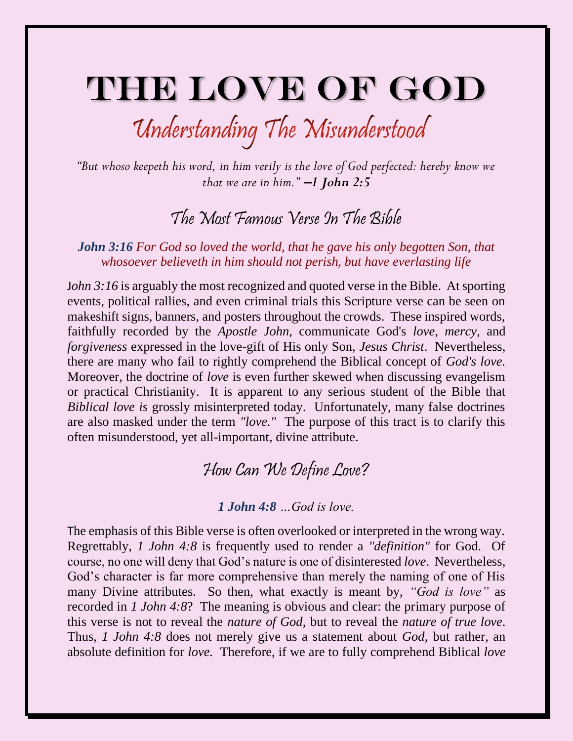# THE LOVE OF GOD

## Understanding The Misunderstood

*"But whoso keepeth his word, in him verily is the love of God perfected: hereby know we that we are in him."* **–1 John 2:5**

## The Most Famous Verse In The Bible

***John 3:16*** *For God so loved the world, that he gave his only begotten Son, that whosoever believeth in him should not perish, but have everlasting life*

J*ohn 3:16* is arguably the most recognized and quoted verse in the Bible. At sporting events, political rallies, and even criminal trials this Scripture verse can be seen on makeshift signs, banners, and posters throughout the crowds. These inspired words, faithfully recorded by the *Apostle John*, communicate God's *love*, *mercy*, and *forgiveness* expressed in the love-gift of His only Son, *Jesus Christ*. Nevertheless, there are many who fail to rightly comprehend the Biblical concept of *God's love*. Moreover, the doctrine of *love* is even further skewed when discussing evangelism or practical Christianity. It is apparent to any serious student of the Bible that *Biblical love is* grossly misinterpreted today. Unfortunately, many false doctrines are also masked under the term *"love."* The purpose of this tract is to clarify this often misunderstood, yet all-important, divine attribute.

## How Can We Define Love?

***1 John 4:8*** *…God is love.*

The emphasis of this Bible verse is often overlooked or interpreted in the wrong way. Regrettably, *1 John 4:8* is frequently used to render a *"definition"* for God. Of course, no one will deny that God's nature is one of disinterested *love*. Nevertheless, God's character is far more comprehensive than merely the naming of one of His many Divine attributes. So then, what exactly is meant by, *"God is love"* as recorded in *1 John 4:8*? The meaning is obvious and clear: the primary purpose of this verse is not to reveal the *nature of God*, but to reveal the *nature of true love*. Thus, *1 John 4:8* does not merely give us a statement about *God*, but rather, an absolute definition for *love*. Therefore, if we are to fully comprehend Biblical *love*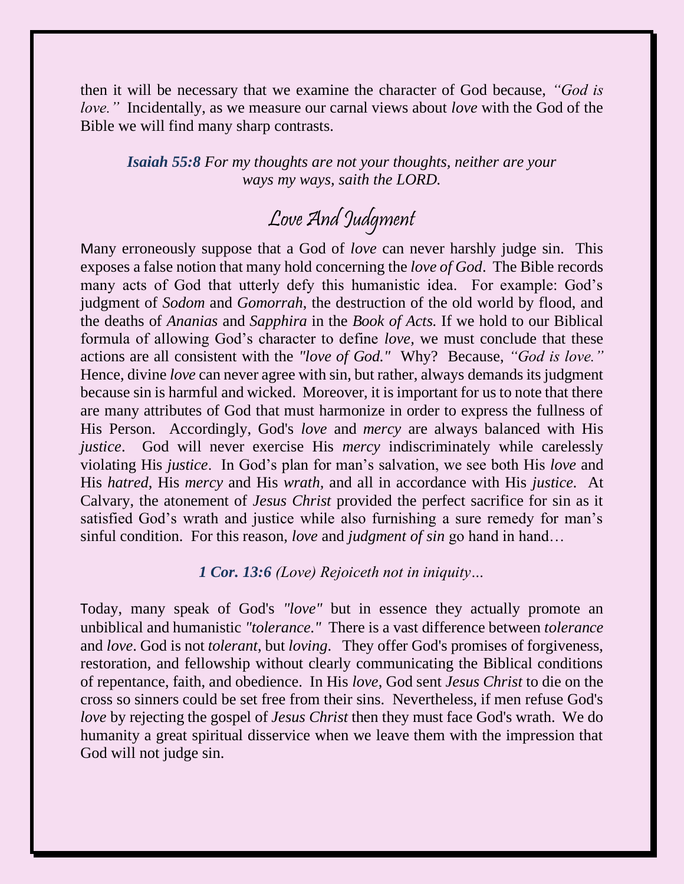then it will be necessary that we examine the character of God because, *"God is love."* Incidentally, as we measure our carnal views about *love* with the God of the Bible we will find many sharp contrasts.

> ***Isaiah 55:8*** *For my thoughts are not your thoughts, neither are your ways my ways, saith the LORD.*

## Love And Judgment

Many erroneously suppose that a God of *love* can never harshly judge sin. This exposes a false notion that many hold concerning the *love of God*. The Bible records many acts of God that utterly defy this humanistic idea. For example: God's judgment of *Sodom* and *Gomorrah*, the destruction of the old world by flood, and the deaths of *Ananias* and *Sapphira* in the *Book of Acts.* If we hold to our Biblical formula of allowing God's character to define *love,* we must conclude that these actions are all consistent with the *"love of God."* Why? Because, *"God is love."* Hence, divine *love* can never agree with sin, but rather, always demands its judgment because sin is harmful and wicked. Moreover, it is important for us to note that there are many attributes of God that must harmonize in order to express the fullness of His Person. Accordingly, God's *love* and *mercy* are always balanced with His *justice*. God will never exercise His *mercy* indiscriminately while carelessly violating His *justice*. In God's plan for man's salvation, we see both His *love* and His *hatred,* His *mercy* and His *wrath,* and all in accordance with His *justice.* At Calvary, the atonement of *Jesus Christ* provided the perfect sacrifice for sin as it satisfied God's wrath and justice while also furnishing a sure remedy for man's sinful condition. For this reason, *love* and *judgment of sin* go hand in hand…

> ***1 Cor. 13:6*** *(Love) Rejoiceth not in iniquity…*

Today, many speak of God's *"love"* but in essence they actually promote an unbiblical and humanistic *"tolerance."* There is a vast difference between *tolerance* and *love*. God is not *tolerant*, but *loving*. They offer God's promises of forgiveness, restoration, and fellowship without clearly communicating the Biblical conditions of repentance, faith, and obedience. In His *love*, God sent *Jesus Christ* to die on the cross so sinners could be set free from their sins. Nevertheless, if men refuse God's *love* by rejecting the gospel of *Jesus Christ* then they must face God's wrath. We do humanity a great spiritual disservice when we leave them with the impression that God will not judge sin.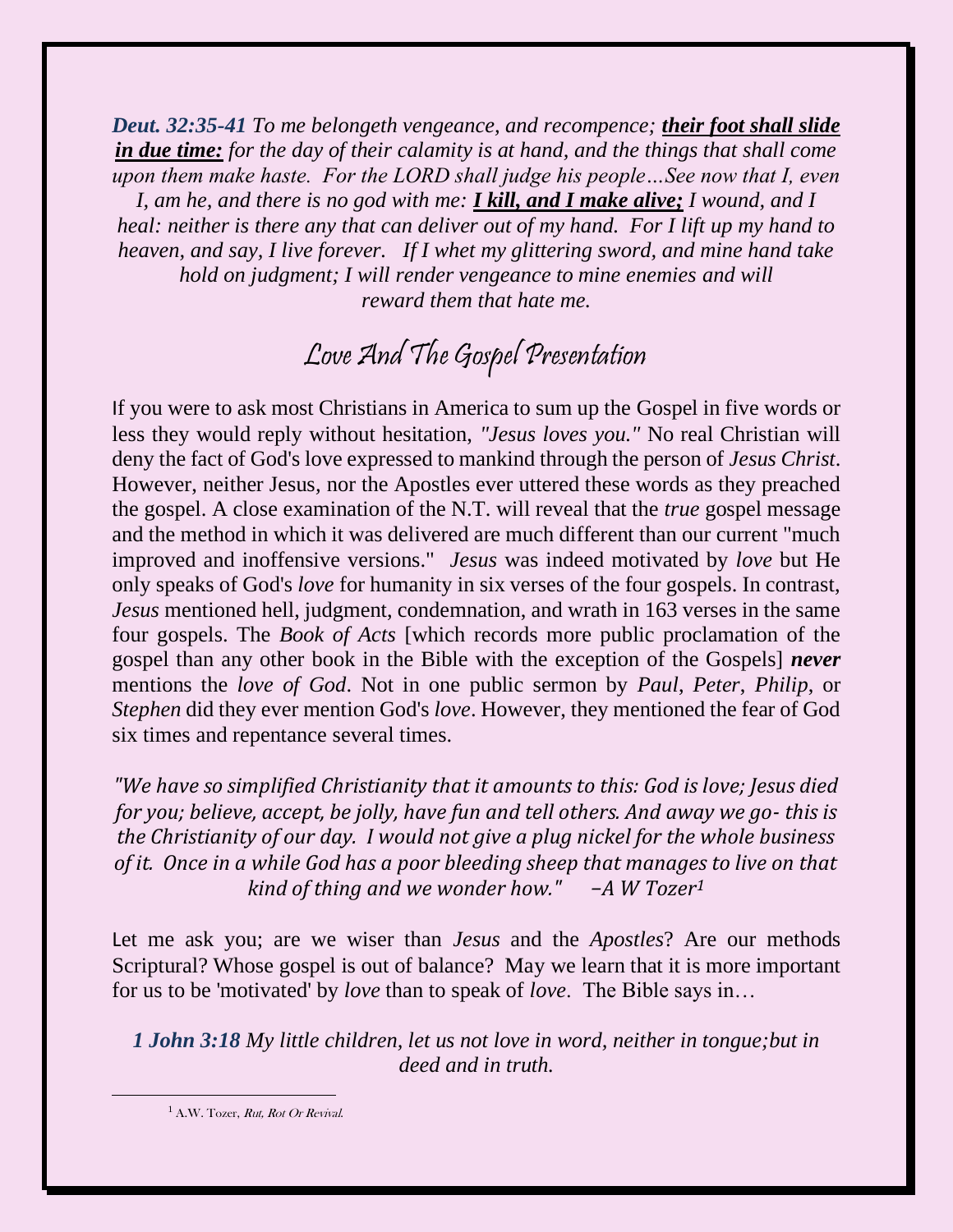***Deut. 32:35-41*** *To me belongeth vengeance, and recompence;* ***<u>their foot shall slide in due time:</u>*** *for the day of their calamity is at hand, and the things that shall come upon them make haste. For the LORD shall judge his people…See now that I, even I, am he, and there is no god with me:* ***<u>I kill, and I make alive;</u>*** *I wound, and I heal: neither is there any that can deliver out of my hand. For I lift up my hand to heaven, and say, I live forever. If I whet my glittering sword, and mine hand take hold on judgment; I will render vengeance to mine enemies and will reward them that hate me.*

# Love And The Gospel Presentation

If you were to ask most Christians in America to sum up the Gospel in five words or less they would reply without hesitation, *"Jesus loves you."* No real Christian will deny the fact of God's love expressed to mankind through the person of *Jesus Christ*. However, neither Jesus, nor the Apostles ever uttered these words as they preached the gospel. A close examination of the N.T. will reveal that the *true* gospel message and the method in which it was delivered are much different than our current "much improved and inoffensive versions." *Jesus* was indeed motivated by *love* but He only speaks of God's *love* for humanity in six verses of the four gospels. In contrast, *Jesus* mentioned hell, judgment, condemnation, and wrath in 163 verses in the same four gospels. The *Book of Acts* [which records more public proclamation of the gospel than any other book in the Bible with the exception of the Gospels] ***never*** mentions the *love of God*. Not in one public sermon by *Paul*, *Peter*, *Philip*, or *Stephen* did they ever mention God's *love*. However, they mentioned the fear of God six times and repentance several times.

*"We have so simplified Christianity that it amounts to this: God is love; Jesus died for you; believe, accept, be jolly, have fun and tell others. And away we go- this is the Christianity of our day. I would not give a plug nickel for the whole business of it. Once in a while God has a poor bleeding sheep that manages to live on that kind of thing and we wonder how." –A W Tozer*[1]

Let me ask you; are we wiser than *Jesus* and the *Apostles*? Are our methods Scriptural? Whose gospel is out of balance? May we learn that it is more important for us to be 'motivated' by *love* than to speak of *love*. The Bible says in…

***1 John 3:18*** *My little children, let us not love in word, neither in tongue;but in deed and in truth.*

---

[1] A.W. Tozer, *Rut, Rot Or Revival.*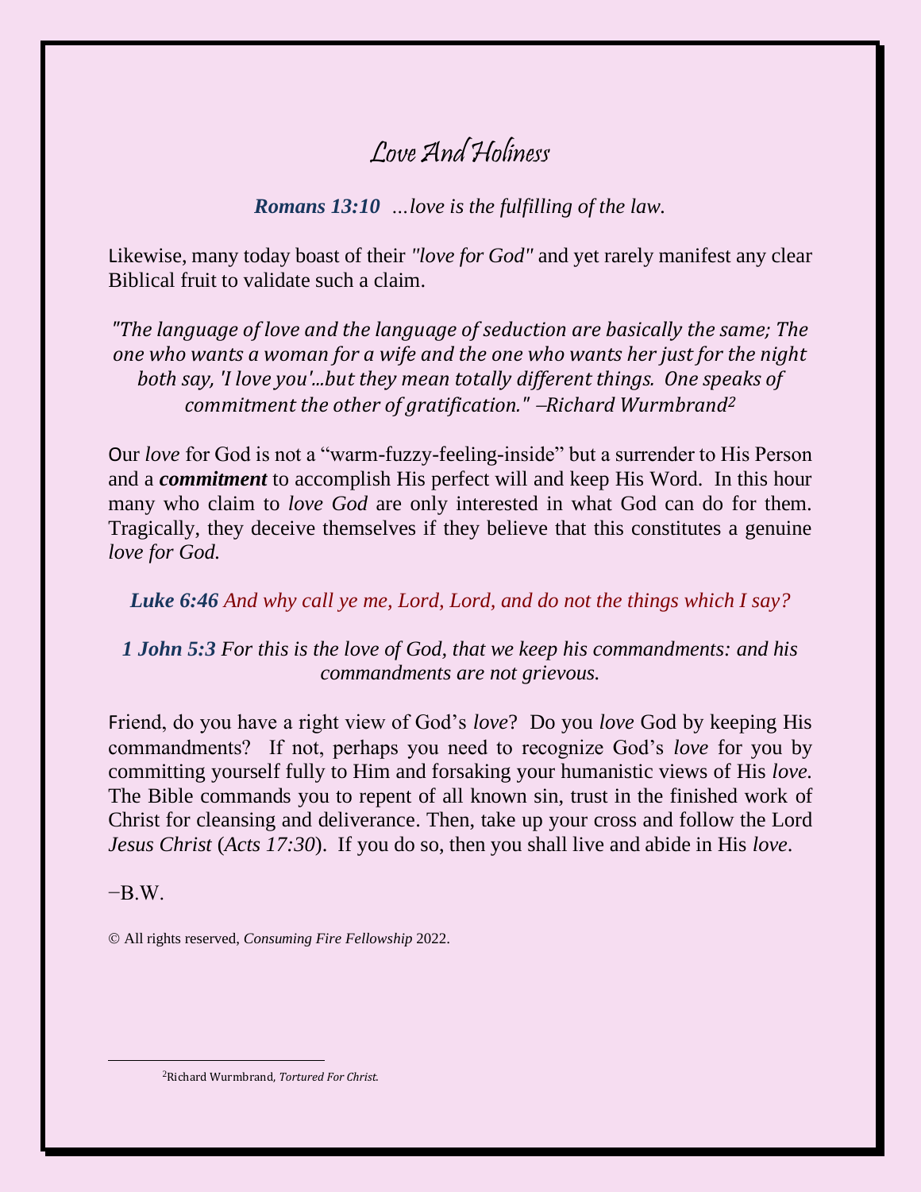# Love And Holiness

***Romans 13:10*** *…love is the fulfilling of the law.*

Likewise, many today boast of their *"love for God"* and yet rarely manifest any clear Biblical fruit to validate such a claim.

*"The language of love and the language of seduction are basically the same; The one who wants a woman for a wife and the one who wants her just for the night both say, 'I love you'...but they mean totally different things. One speaks of commitment the other of gratification." –Richard Wurmbrand*[2]

Our *love* for God is not a "warm-fuzzy-feeling-inside" but a surrender to His Person and a ***commitment*** to accomplish His perfect will and keep His Word. In this hour many who claim to *love God* are only interested in what God can do for them. Tragically, they deceive themselves if they believe that this constitutes a genuine *love for God.*

***Luke 6:46*** *And why call ye me, Lord, Lord, and do not the things which I say?*

***1 John 5:3*** *For this is the love of God, that we keep his commandments: and his commandments are not grievous.*

Friend, do you have a right view of God's *love*? Do you *love* God by keeping His commandments? If not, perhaps you need to recognize God's *love* for you by committing yourself fully to Him and forsaking your humanistic views of His *love.* The Bible commands you to repent of all known sin, trust in the finished work of Christ for cleansing and deliverance. Then, take up your cross and follow the Lord *Jesus Christ* (*Acts 17:30*). If you do so, then you shall live and abide in His *love*.

−B.W.

© All rights reserved, *Consuming Fire Fellowship* 2022.

---

[2] Richard Wurmbrand, *Tortured For Christ.*